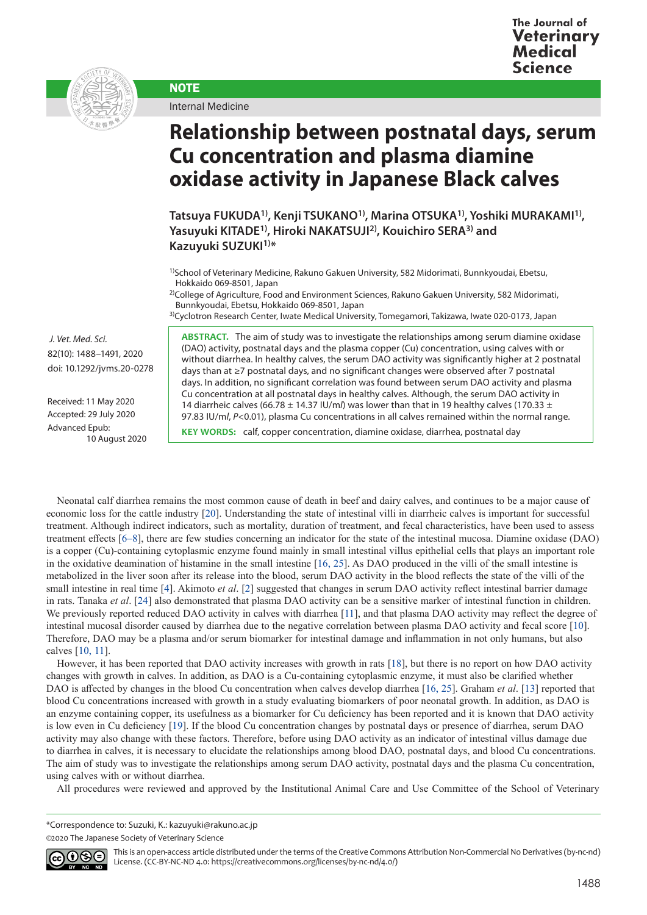NOTE

Internal Medicine

# Relationship between postnatal days, serum Cu concentration and plasma diamine oxidase activity in Japanese Black calves

**Tatsuya FUKUDA[1)], Kenji TSUKANO[1)], Marina OTSUKA[1)], Yoshiki MURAKAMI[1)], Yasuyuki KITADE[1)], Hiroki NAKATSUJI[2)], Kouichiro SERA[3)] and Kazuyuki SUZUKI[1)]***

[1)]School of Veterinary Medicine, Rakuno Gakuen University, 582 Midorimati, Bunnkyoudai, Ebetsu, Hokkaido 069-8501, Japan
[2)]College of Agriculture, Food and Environment Sciences, Rakuno Gakuen University, 582 Midorimati, Bunnkyoudai, Ebetsu, Hokkaido 069-8501, Japan
[3)]Cyclotron Research Center, Iwate Medical University, Tomegamori, Takizawa, Iwate 020-0173, Japan

*J. Vet. Med. Sci.*
82(10): 1488–1491, 2020
doi: 10.1292/jvms.20-0278

Received: 11 May 2020
Accepted: 29 July 2020
Advanced Epub: 10 August 2020

**ABSTRACT.** The aim of study was to investigate the relationships among serum diamine oxidase (DAO) activity, postnatal days and the plasma copper (Cu) concentration, using calves with or without diarrhea. In healthy calves, the serum DAO activity was significantly higher at 2 postnatal days than at ≥7 postnatal days, and no significant changes were observed after 7 postnatal days. In addition, no significant correlation was found between serum DAO activity and plasma Cu concentration at all postnatal days in healthy calves. Although, the serum DAO activity in 14 diarrheic calves (66.78 ± 14.37 IU/*ml*) was lower than that in 19 healthy calves (170.33 ± 97.83 IU/*ml*, $P<0.01$), plasma Cu concentrations in all calves remained within the normal range.

**KEY WORDS:** calf, copper concentration, diamine oxidase, diarrhea, postnatal day

Neonatal calf diarrhea remains the most common cause of death in beef and dairy calves, and continues to be a major cause of economic loss for the cattle industry [20]. Understanding the state of intestinal villi in diarrheic calves is important for successful treatment. Although indirect indicators, such as mortality, duration of treatment, and fecal characteristics, have been used to assess treatment effects [6–8], there are few studies concerning an indicator for the state of the intestinal mucosa. Diamine oxidase (DAO) is a copper (Cu)-containing cytoplasmic enzyme found mainly in small intestinal villus epithelial cells that plays an important role in the oxidative deamination of histamine in the small intestine [16, 25]. As DAO produced in the villi of the small intestine is metabolized in the liver soon after its release into the blood, serum DAO activity in the blood reflects the state of the villi of the small intestine in real time [4]. Akimoto *et al*. [2] suggested that changes in serum DAO activity reflect intestinal barrier damage in rats. Tanaka *et al*. [24] also demonstrated that plasma DAO activity can be a sensitive marker of intestinal function in children. We previously reported reduced DAO activity in calves with diarrhea [11], and that plasma DAO activity may reflect the degree of intestinal mucosal disorder caused by diarrhea due to the negative correlation between plasma DAO activity and fecal score [10]. Therefore, DAO may be a plasma and/or serum biomarker for intestinal damage and inflammation in not only humans, but also calves [10, 11].

However, it has been reported that DAO activity increases with growth in rats [18], but there is no report on how DAO activity changes with growth in calves. In addition, as DAO is a Cu-containing cytoplasmic enzyme, it must also be clarified whether DAO is affected by changes in the blood Cu concentration when calves develop diarrhea [16, 25]. Graham *et al*. [13] reported that blood Cu concentrations increased with growth in a study evaluating biomarkers of poor neonatal growth. In addition, as DAO is an enzyme containing copper, its usefulness as a biomarker for Cu deficiency has been reported and it is known that DAO activity is low even in Cu deficiency [19]. If the blood Cu concentration changes by postnatal days or presence of diarrhea, serum DAO activity may also change with these factors. Therefore, before using DAO activity as an indicator of intestinal villus damage due to diarrhea in calves, it is necessary to elucidate the relationships among blood DAO, postnatal days, and blood Cu concentrations. The aim of study was to investigate the relationships among serum DAO activity, postnatal days and the plasma Cu concentration, using calves with or without diarrhea.

All procedures were reviewed and approved by the Institutional Animal Care and Use Committee of the School of Veterinary

*Correspondence to: Suzuki, K.: kazuyuki@rakuno.ac.jp

©2020 The Japanese Society of Veterinary Science

This is an open-access article distributed under the terms of the Creative Commons Attribution Non-Commercial No Derivatives (by-nc-nd) License. (CC-BY-NC-ND 4.0: https://creativecommons.org/licenses/by-nc-nd/4.0/)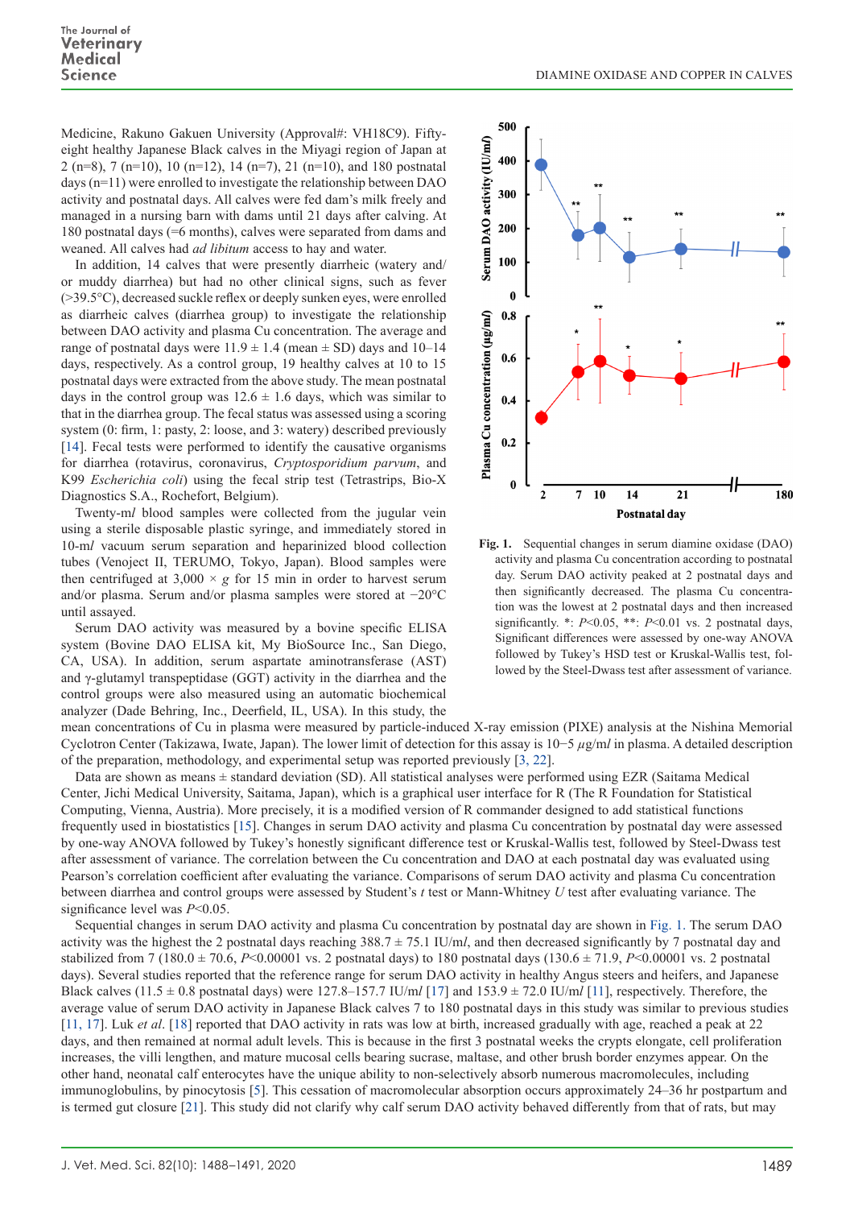Medicine, Rakuno Gakuen University (Approval#: VH18C9). Fifty-eight healthy Japanese Black calves in the Miyagi region of Japan at 2 (n=8), 7 (n=10), 10 (n=12), 14 (n=7), 21 (n=10), and 180 postnatal days (n=11) were enrolled to investigate the relationship between DAO activity and postnatal days. All calves were fed dam's milk freely and managed in a nursing barn with dams until 21 days after calving. At 180 postnatal days (≒6 months), calves were separated from dams and weaned. All calves had *ad libitum* access to hay and water.

In addition, 14 calves that were presently diarrheic (watery and/or muddy diarrhea) but had no other clinical signs, such as fever (>39.5°C), decreased suckle reflex or deeply sunken eyes, were enrolled as diarrheic calves (diarrhea group) to investigate the relationship between DAO activity and plasma Cu concentration. The average and range of postnatal days were 11.9 ± 1.4 (mean ± SD) days and 10–14 days, respectively. As a control group, 19 healthy calves at 10 to 15 postnatal days were extracted from the above study. The mean postnatal days in the control group was 12.6 ± 1.6 days, which was similar to that in the diarrhea group. The fecal status was assessed using a scoring system (0: firm, 1: pasty, 2: loose, and 3: watery) described previously [14]. Fecal tests were performed to identify the causative organisms for diarrhea (rotavirus, coronavirus, *Cryptosporidium parvum*, and K99 *Escherichia coli*) using the fecal strip test (Tetrastrips, Bio-X Diagnostics S.A., Rochefort, Belgium).

Twenty-m*l* blood samples were collected from the jugular vein using a sterile disposable plastic syringe, and immediately stored in 10-m*l* vacuum serum separation and heparinized blood collection tubes (Venoject II, TERUMO, Tokyo, Japan). Blood samples were then centrifuged at 3,000 × *g* for 15 min in order to harvest serum and/or plasma. Serum and/or plasma samples were stored at −20°C until assayed.

Serum DAO activity was measured by a bovine specific ELISA system (Bovine DAO ELISA kit, My BioSource Inc., San Diego, CA, USA). In addition, serum aspartate aminotransferase (AST) and γ-glutamyl transpeptidase (GGT) activity in the diarrhea and the control groups were also measured using an automatic biochemical analyzer (Dade Behring, Inc., Deerfield, IL, USA). In this study, the mean concentrations of Cu in plasma were measured by particle-induced X-ray emission (PIXE) analysis at the Nishina Memorial Cyclotron Center (Takizawa, Iwate, Japan). The lower limit of detection for this assay is $10^{-5}$ $\mu$g/m*l* in plasma. A detailed description of the preparation, methodology, and experimental setup was reported previously [3, 22].

Data are shown as means ± standard deviation (SD). All statistical analyses were performed using EZR (Saitama Medical Center, Jichi Medical University, Saitama, Japan), which is a graphical user interface for R (The R Foundation for Statistical Computing, Vienna, Austria). More precisely, it is a modified version of R commander designed to add statistical functions frequently used in biostatistics [15]. Changes in serum DAO activity and plasma Cu concentration by postnatal day were assessed by one-way ANOVA followed by Tukey's honestly significant difference test or Kruskal-Wallis test, followed by Steel-Dwass test after assessment of variance. The correlation between the Cu concentration and DAO at each postnatal day was evaluated using Pearson's correlation coefficient after evaluating the variance. Comparisons of serum DAO activity and plasma Cu concentration between diarrhea and control groups were assessed by Student's *t* test or Mann-Whitney *U* test after evaluating variance. The significance level was $P$<0.05.

Sequential changes in serum DAO activity and plasma Cu concentration by postnatal day are shown in Fig. 1. The serum DAO activity was the highest the 2 postnatal days reaching 388.7 ± 75.1 IU/m*l*, and then decreased significantly by 7 postnatal day and stabilized from 7 (180.0 ± 70.6, $P$<0.00001 vs. 2 postnatal days) to 180 postnatal days (130.6 ± 71.9, $P$<0.00001 vs. 2 postnatal days). Several studies reported that the reference range for serum DAO activity in healthy Angus steers and heifers, and Japanese Black calves (11.5 ± 0.8 postnatal days) were 127.8–157.7 IU/m*l* [17] and 153.9 ± 72.0 IU/m*l* [11], respectively. Therefore, the average value of serum DAO activity in Japanese Black calves 7 to 180 postnatal days in this study was similar to previous studies [11, 17]. Luk *et al*. [18] reported that DAO activity in rats was low at birth, increased gradually with age, reached a peak at 22 days, and then remained at normal adult levels. This is because in the first 3 postnatal weeks the crypts elongate, cell proliferation increases, the villi lengthen, and mature mucosal cells bearing sucrase, maltase, and other brush border enzymes appear. On the other hand, neonatal calf enterocytes have the unique ability to non-selectively absorb numerous macromolecules, including immunoglobulins, by pinocytosis [5]. This cessation of macromolecular absorption occurs approximately 24–36 hr postpartum and is termed gut closure [21]. This study did not clarify why calf serum DAO activity behaved differently from that of rats, but may

**Fig. 1.** Sequential changes in serum diamine oxidase (DAO) activity and plasma Cu concentration according to postnatal day. Serum DAO activity peaked at 2 postnatal days and then significantly decreased. The plasma Cu concentration was the lowest at 2 postnatal days and then increased significantly. *: $P$<0.05, **: $P$<0.01 vs. 2 postnatal days, Significant differences were assessed by one-way ANOVA followed by Tukey's HSD test or Kruskal-Wallis test, followed by the Steel-Dwass test after assessment of variance.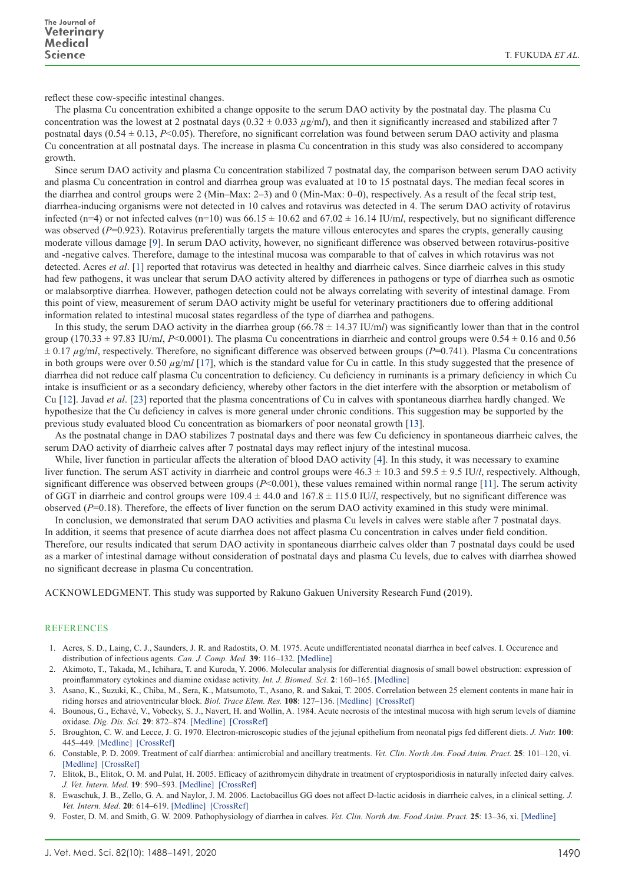reflect these cow-specific intestinal changes.

The plasma Cu concentration exhibited a change opposite to the serum DAO activity by the postnatal day. The plasma Cu concentration was the lowest at 2 postnatal days ($0.32 \pm 0.033$ $\mu$g/m*l*), and then it significantly increased and stabilized after 7 postnatal days ($0.54 \pm 0.13$, $P<0.05$). Therefore, no significant correlation was found between serum DAO activity and plasma Cu concentration at all postnatal days. The increase in plasma Cu concentration in this study was also considered to accompany growth.

Since serum DAO activity and plasma Cu concentration stabilized 7 postnatal day, the comparison between serum DAO activity and plasma Cu concentration in control and diarrhea group was evaluated at 10 to 15 postnatal days. The median fecal scores in the diarrhea and control groups were 2 (Min–Max: 2–3) and 0 (Min-Max: 0–0), respectively. As a result of the fecal strip test, diarrhea-inducing organisms were not detected in 10 calves and rotavirus was detected in 4. The serum DAO activity of rotavirus infected (n=4) or not infected calves (n=10) was $66.15 \pm 10.62$ and $67.02 \pm 16.14$ IU/m*l*, respectively, but no significant difference was observed ($P$=0.923). Rotavirus preferentially targets the mature villous enterocytes and spares the crypts, generally causing moderate villous damage [9]. In serum DAO activity, however, no significant difference was observed between rotavirus-positive and -negative calves. Therefore, damage to the intestinal mucosa was comparable to that of calves in which rotavirus was not detected. Acres *et al*. [1] reported that rotavirus was detected in healthy and diarrheic calves. Since diarrheic calves in this study had few pathogens, it was unclear that serum DAO activity altered by differences in pathogens or type of diarrhea such as osmotic or malabsorptive diarrhea. However, pathogen detection could not be always correlating with severity of intestinal damage. From this point of view, measurement of serum DAO activity might be useful for veterinary practitioners due to offering additional information related to intestinal mucosal states regardless of the type of diarrhea and pathogens.

In this study, the serum DAO activity in the diarrhea group ($66.78 \pm 14.37$ IU/m*l*) was significantly lower than that in the control group ($170.33 \pm 97.83$ IU/m*l*, $P<0.0001$). The plasma Cu concentrations in diarrheic and control groups were $0.54 \pm 0.16$ and $0.56 \pm 0.17$ $\mu$g/m*l*, respectively. Therefore, no significant difference was observed between groups ($P$=0.741). Plasma Cu concentrations in both groups were over 0.50 $\mu$g/m*l* [17], which is the standard value for Cu in cattle. In this study suggested that the presence of diarrhea did not reduce calf plasma Cu concentration to deficiency. Cu deficiency in ruminants is a primary deficiency in which Cu intake is insufficient or as a secondary deficiency, whereby other factors in the diet interfere with the absorption or metabolism of Cu [12]. Javad *et al*. [23] reported that the plasma concentrations of Cu in calves with spontaneous diarrhea hardly changed. We hypothesize that the Cu deficiency in calves is more general under chronic conditions. This suggestion may be supported by the previous study evaluated blood Cu concentration as biomarkers of poor neonatal growth [13].

As the postnatal change in DAO stabilizes 7 postnatal days and there was few Cu deficiency in spontaneous diarrheic calves, the serum DAO activity of diarrheic calves after 7 postnatal days may reflect injury of the intestinal mucosa.

While, liver function in particular affects the alteration of blood DAO activity [4]. In this study, it was necessary to examine liver function. The serum AST activity in diarrheic and control groups were $46.3 \pm 10.3$ and $59.5 \pm 9.5$ IU/*l*, respectively. Although, significant difference was observed between groups ($P<0.001$), these values remained within normal range [11]. The serum activity of GGT in diarrheic and control groups were $109.4 \pm 44.0$ and $167.8 \pm 115.0$ IU/*l*, respectively, but no significant difference was observed ($P$=0.18). Therefore, the effects of liver function on the serum DAO activity examined in this study were minimal.

In conclusion, we demonstrated that serum DAO activities and plasma Cu levels in calves were stable after 7 postnatal days. In addition, it seems that presence of acute diarrhea does not affect plasma Cu concentration in calves under field condition. Therefore, our results indicated that serum DAO activity in spontaneous diarrheic calves older than 7 postnatal days could be used as a marker of intestinal damage without consideration of postnatal days and plasma Cu levels, due to calves with diarrhea showed no significant decrease in plasma Cu concentration.

ACKNOWLEDGMENT. This study was supported by Rakuno Gakuen University Research Fund (2019).

## REFERENCES

1. Acres, S. D., Laing, C. J., Saunders, J. R. and Radostits, O. M. 1975. Acute undifferentiated neonatal diarrhea in beef calves. I. Occurence and distribution of infectious agents. *Can. J. Comp. Med.* **39**: 116–132. [Medline]
2. Akimoto, T., Takada, M., Ichihara, T. and Kuroda, Y. 2006. Molecular analysis for differential diagnosis of small bowel obstruction: expression of proinflammatory cytokines and diamine oxidase activity. *Int. J. Biomed. Sci.* **2**: 160–165. [Medline]
3. Asano, K., Suzuki, K., Chiba, M., Sera, K., Matsumoto, T., Asano, R. and Sakai, T. 2005. Correlation between 25 element contents in mane hair in riding horses and atrioventricular block. *Biol. Trace Elem. Res.* **108**: 127–136. [Medline] [CrossRef]
4. Bounous, G., Echavé, V., Vobecky, S. J., Navert, H. and Wollin, A. 1984. Acute necrosis of the intestinal mucosa with high serum levels of diamine oxidase. *Dig. Dis. Sci.* **29**: 872–874. [Medline] [CrossRef]
5. Broughton, C. W. and Lecce, J. G. 1970. Electron-microscopic studies of the jejunal epithelium from neonatal pigs fed different diets. *J. Nutr.* **100**: 445–449. [Medline] [CrossRef]
6. Constable, P. D. 2009. Treatment of calf diarrhea: antimicrobial and ancillary treatments. *Vet. Clin. North Am. Food Anim. Pract.* **25**: 101–120, vi. [Medline] [CrossRef]
7. Elitok, B., Elitok, O. M. and Pulat, H. 2005. Efficacy of azithromycin dihydrate in treatment of cryptosporidiosis in naturally infected dairy calves. *J. Vet. Intern. Med.* **19**: 590–593. [Medline] [CrossRef]
8. Ewaschuk, J. B., Zello, G. A. and Naylor, J. M. 2006. Lactobacillus GG does not affect D-lactic acidosis in diarrheic calves, in a clinical setting. *J. Vet. Intern. Med.* **20**: 614–619. [Medline] [CrossRef]
9. Foster, D. M. and Smith, G. W. 2009. Pathophysiology of diarrhea in calves. *Vet. Clin. North Am. Food Anim. Pract.* **25**: 13–36, xi. [Medline]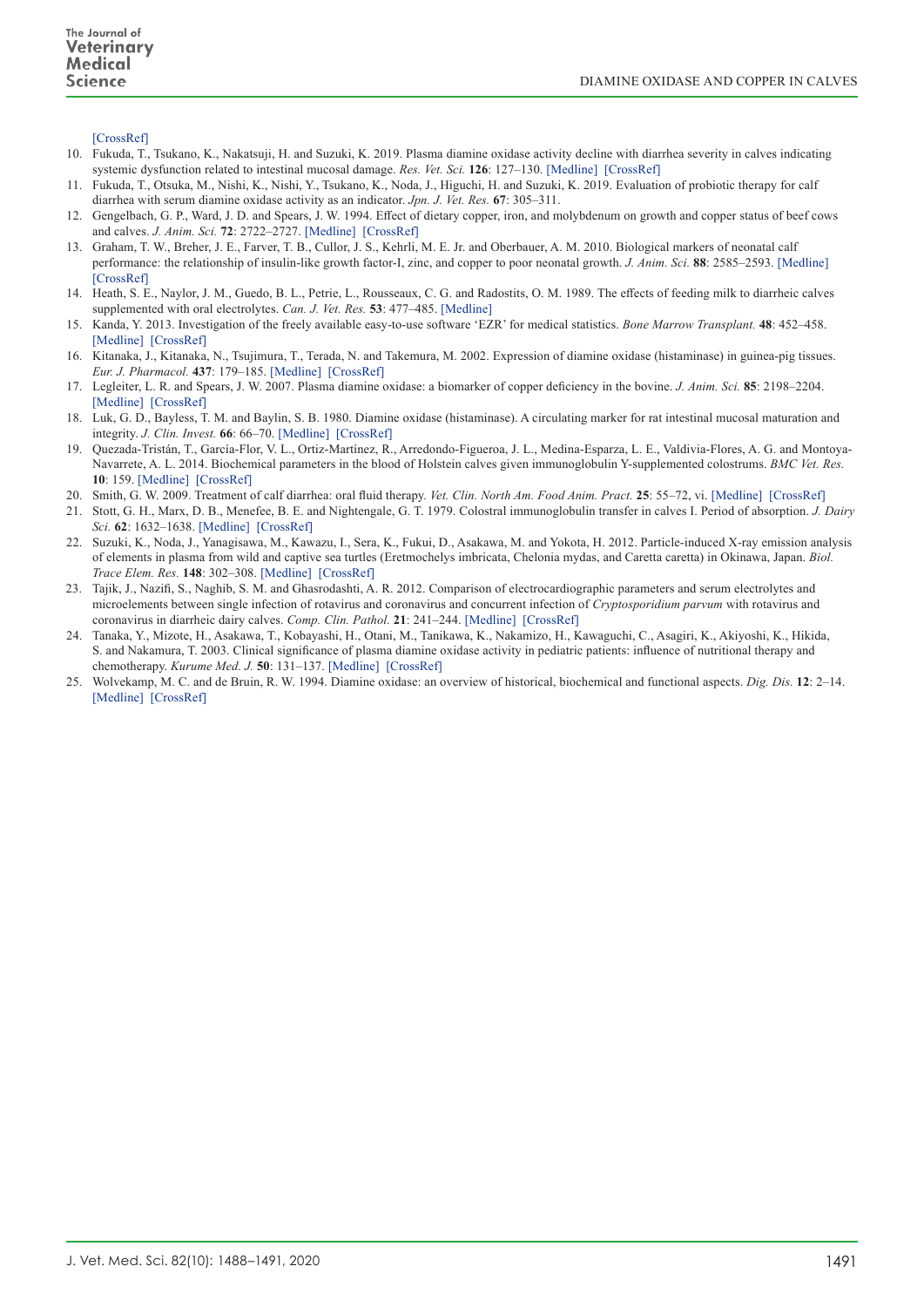[CrossRef]

10. Fukuda, T., Tsukano, K., Nakatsuji, H. and Suzuki, K. 2019. Plasma diamine oxidase activity decline with diarrhea severity in calves indicating systemic dysfunction related to intestinal mucosal damage. *Res. Vet. Sci.* **126**: 127–130. [Medline] [CrossRef]
11. Fukuda, T., Otsuka, M., Nishi, K., Nishi, Y., Tsukano, K., Noda, J., Higuchi, H. and Suzuki, K. 2019. Evaluation of probiotic therapy for calf diarrhea with serum diamine oxidase activity as an indicator. *Jpn. J. Vet. Res.* **67**: 305–311.
12. Gengelbach, G. P., Ward, J. D. and Spears, J. W. 1994. Effect of dietary copper, iron, and molybdenum on growth and copper status of beef cows and calves. *J. Anim. Sci.* **72**: 2722–2727. [Medline] [CrossRef]
13. Graham, T. W., Breher, J. E., Farver, T. B., Cullor, J. S., Kehrli, M. E. Jr. and Oberbauer, A. M. 2010. Biological markers of neonatal calf performance: the relationship of insulin-like growth factor-I, zinc, and copper to poor neonatal growth. *J. Anim. Sci.* **88**: 2585–2593. [Medline] [CrossRef]
14. Heath, S. E., Naylor, J. M., Guedo, B. L., Petrie, L., Rousseaux, C. G. and Radostits, O. M. 1989. The effects of feeding milk to diarrheic calves supplemented with oral electrolytes. *Can. J. Vet. Res.* **53**: 477–485. [Medline]
15. Kanda, Y. 2013. Investigation of the freely available easy-to-use software 'EZR' for medical statistics. *Bone Marrow Transplant.* **48**: 452–458. [Medline] [CrossRef]
16. Kitanaka, J., Kitanaka, N., Tsujimura, T., Terada, N. and Takemura, M. 2002. Expression of diamine oxidase (histaminase) in guinea-pig tissues. *Eur. J. Pharmacol.* **437**: 179–185. [Medline] [CrossRef]
17. Legleiter, L. R. and Spears, J. W. 2007. Plasma diamine oxidase: a biomarker of copper deficiency in the bovine. *J. Anim. Sci.* **85**: 2198–2204. [Medline] [CrossRef]
18. Luk, G. D., Bayless, T. M. and Baylin, S. B. 1980. Diamine oxidase (histaminase). A circulating marker for rat intestinal mucosal maturation and integrity. *J. Clin. Invest.* **66**: 66–70. [Medline] [CrossRef]
19. Quezada-Tristán, T., García-Flor, V. L., Ortiz-Martínez, R., Arredondo-Figueroa, J. L., Medina-Esparza, L. E., Valdivia-Flores, A. G. and Montoya-Navarrete, A. L. 2014. Biochemical parameters in the blood of Holstein calves given immunoglobulin Y-supplemented colostrums. *BMC Vet. Res.* **10**: 159. [Medline] [CrossRef]
20. Smith, G. W. 2009. Treatment of calf diarrhea: oral fluid therapy. *Vet. Clin. North Am. Food Anim. Pract.* **25**: 55–72, vi. [Medline] [CrossRef]
21. Stott, G. H., Marx, D. B., Menefee, B. E. and Nightengale, G. T. 1979. Colostral immunoglobulin transfer in calves I. Period of absorption. *J. Dairy Sci.* **62**: 1632–1638. [Medline] [CrossRef]
22. Suzuki, K., Noda, J., Yanagisawa, M., Kawazu, I., Sera, K., Fukui, D., Asakawa, M. and Yokota, H. 2012. Particle-induced X-ray emission analysis of elements in plasma from wild and captive sea turtles (Eretmochelys imbricata, Chelonia mydas, and Caretta caretta) in Okinawa, Japan. *Biol. Trace Elem. Res.* **148**: 302–308. [Medline] [CrossRef]
23. Tajik, J., Nazifi, S., Naghib, S. M. and Ghasrodashti, A. R. 2012. Comparison of electrocardiographic parameters and serum electrolytes and microelements between single infection of rotavirus and coronavirus and concurrent infection of *Cryptosporidium parvum* with rotavirus and coronavirus in diarrheic dairy calves. *Comp. Clin. Pathol.* **21**: 241–244. [Medline] [CrossRef]
24. Tanaka, Y., Mizote, H., Asakawa, T., Kobayashi, H., Otani, M., Tanikawa, K., Nakamizo, H., Kawaguchi, C., Asagiri, K., Akiyoshi, K., Hikida, S. and Nakamura, T. 2003. Clinical significance of plasma diamine oxidase activity in pediatric patients: influence of nutritional therapy and chemotherapy. *Kurume Med. J.* **50**: 131–137. [Medline] [CrossRef]
25. Wolvekamp, M. C. and de Bruin, R. W. 1994. Diamine oxidase: an overview of historical, biochemical and functional aspects. *Dig. Dis.* **12**: 2–14. [Medline] [CrossRef]